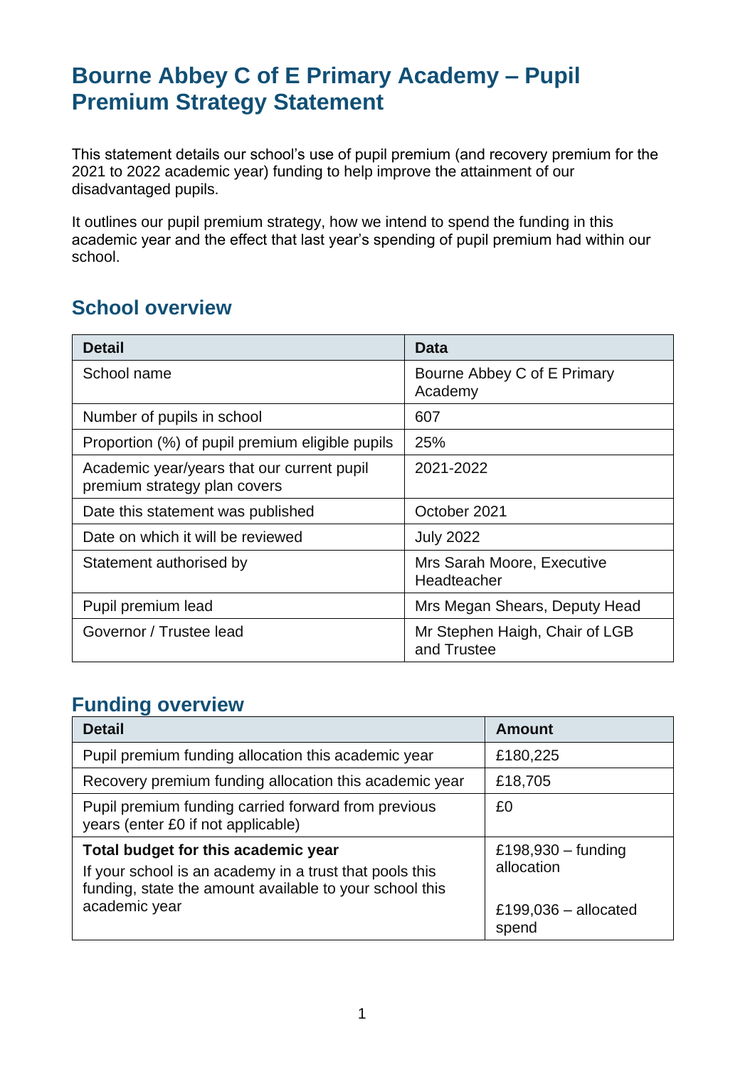# Bourne Abbey C of E Primary Academy – Pupil Premium Strategy Statement

This statement details our school's use of pupil premium (and recovery premium for the 2021 to 2022 academic year) funding to help improve the attainment of our disadvantaged pupils.

It outlines our pupil premium strategy, how we intend to spend the funding in this academic year and the effect that last year's spending of pupil premium had within our school.

## School overview

| Detail | Data |
| --- | --- |
| School name | Bourne Abbey C of E Primary Academy |
| Number of pupils in school | 607 |
| Proportion (%) of pupil premium eligible pupils | 25% |
| Academic year/years that our current pupil premium strategy plan covers | 2021-2022 |
| Date this statement was published | October 2021 |
| Date on which it will be reviewed | July 2022 |
| Statement authorised by | Mrs Sarah Moore, Executive Headteacher |
| Pupil premium lead | Mrs Megan Shears, Deputy Head |
| Governor / Trustee lead | Mr Stephen Haigh, Chair of LGB and Trustee |

## Funding overview

| Detail | Amount |
| --- | --- |
| Pupil premium funding allocation this academic year | £180,225 |
| Recovery premium funding allocation this academic year | £18,705 |
| Pupil premium funding carried forward from previous years (enter £0 if not applicable) | £0 |
| **Total budget for this academic year**<br>If your school is an academy in a trust that pools this funding, state the amount available to your school this academic year | £198,930 – funding allocation<br><br>£199,036 – allocated spend |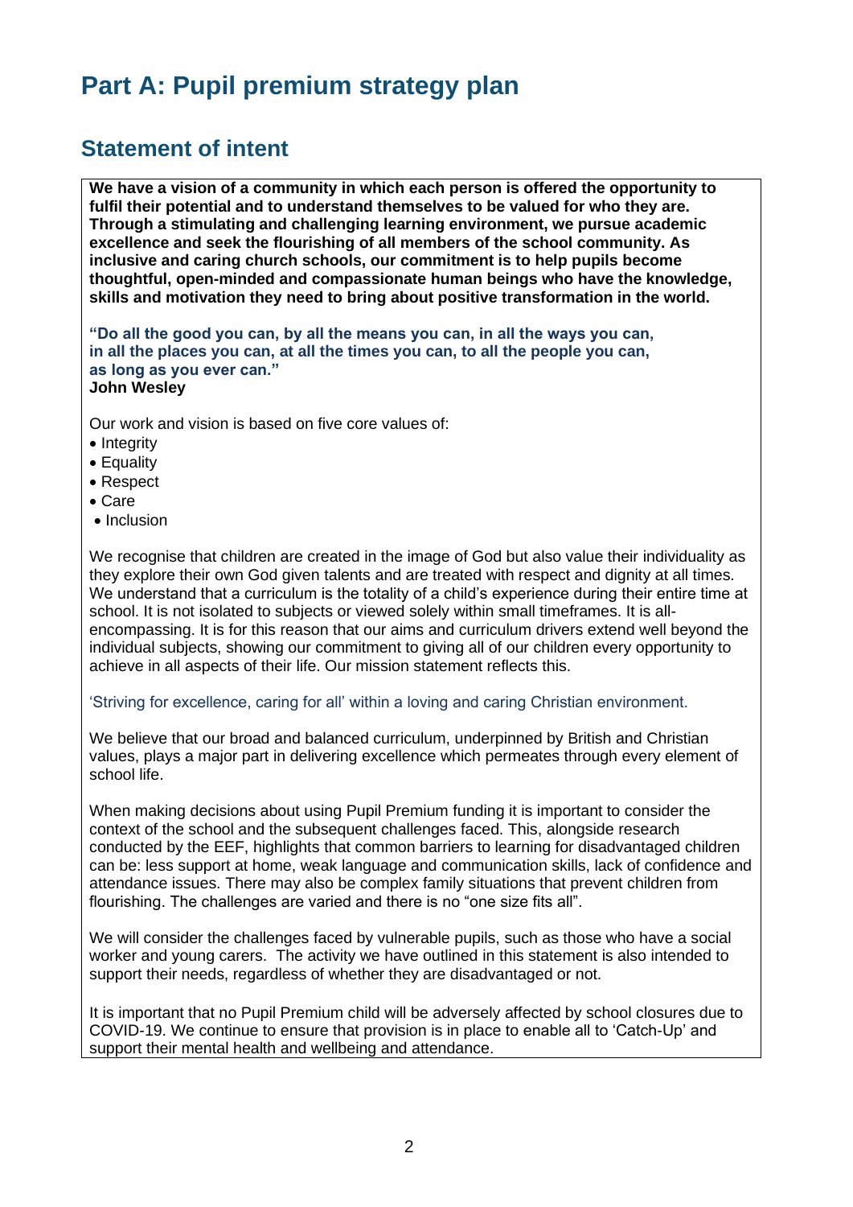# Part A: Pupil premium strategy plan

## Statement of intent

**We have a vision of a community in which each person is offered the opportunity to fulfil their potential and to understand themselves to be valued for who they are. Through a stimulating and challenging learning environment, we pursue academic excellence and seek the flourishing of all members of the school community. As inclusive and caring church schools, our commitment is to help pupils become thoughtful, open-minded and compassionate human beings who have the knowledge, skills and motivation they need to bring about positive transformation in the world.**

**"Do all the good you can, by all the means you can, in all the ways you can, in all the places you can, at all the times you can, to all the people you can, as long as you ever can."**
**John Wesley**

Our work and vision is based on five core values of:

- Integrity
- Equality
- Respect
- Care
- Inclusion

We recognise that children are created in the image of God but also value their individuality as they explore their own God given talents and are treated with respect and dignity at all times. We understand that a curriculum is the totality of a child's experience during their entire time at school. It is not isolated to subjects or viewed solely within small timeframes. It is all-encompassing. It is for this reason that our aims and curriculum drivers extend well beyond the individual subjects, showing our commitment to giving all of our children every opportunity to achieve in all aspects of their life. Our mission statement reflects this.

'Striving for excellence, caring for all' within a loving and caring Christian environment.

We believe that our broad and balanced curriculum, underpinned by British and Christian values, plays a major part in delivering excellence which permeates through every element of school life.

When making decisions about using Pupil Premium funding it is important to consider the context of the school and the subsequent challenges faced. This, alongside research conducted by the EEF, highlights that common barriers to learning for disadvantaged children can be: less support at home, weak language and communication skills, lack of confidence and attendance issues. There may also be complex family situations that prevent children from flourishing. The challenges are varied and there is no "one size fits all".

We will consider the challenges faced by vulnerable pupils, such as those who have a social worker and young carers. The activity we have outlined in this statement is also intended to support their needs, regardless of whether they are disadvantaged or not.

It is important that no Pupil Premium child will be adversely affected by school closures due to COVID-19. We continue to ensure that provision is in place to enable all to 'Catch-Up' and support their mental health and wellbeing and attendance.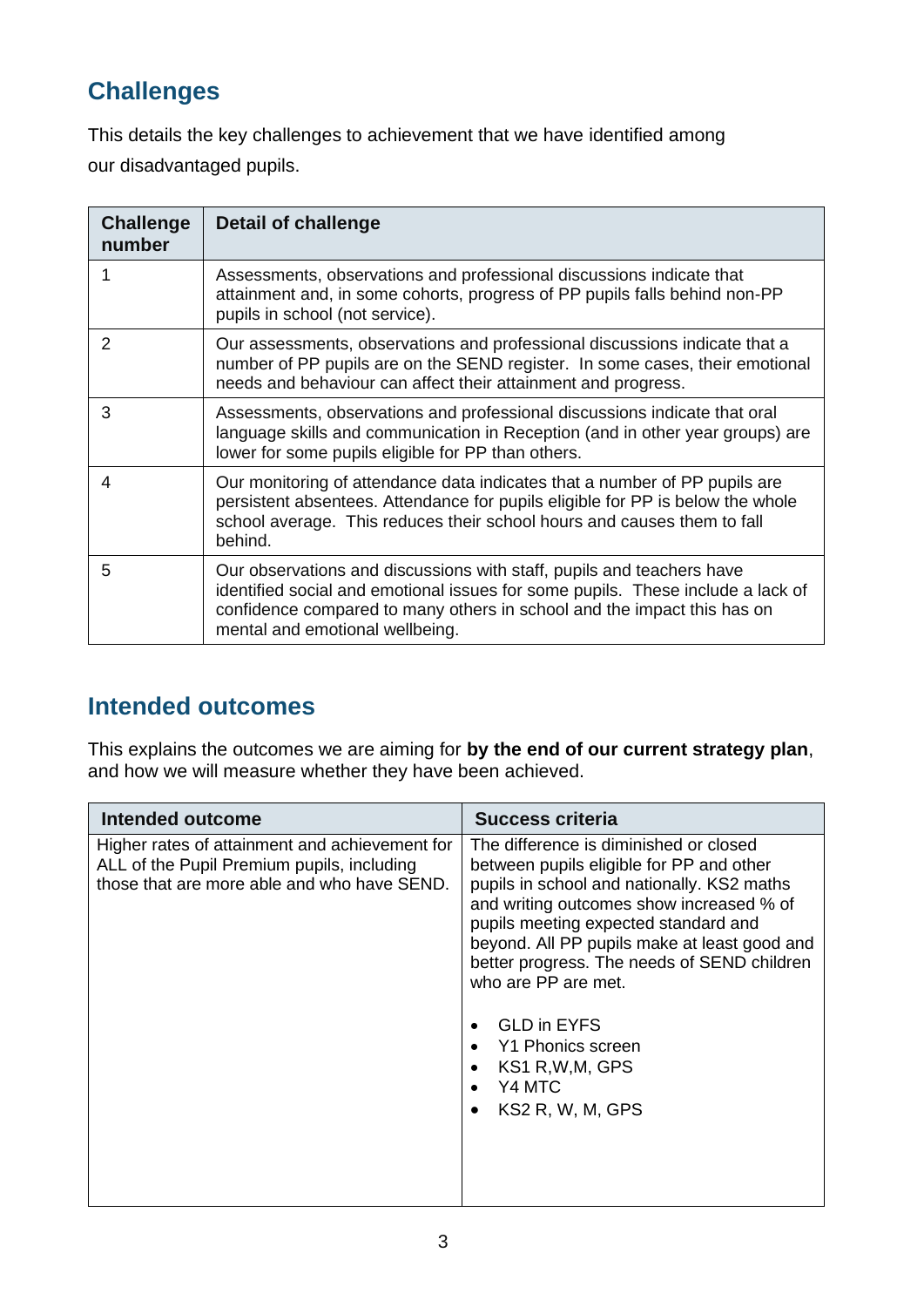## Challenges

This details the key challenges to achievement that we have identified among our disadvantaged pupils.

| Challenge number | Detail of challenge |
| --- | --- |
| 1 | Assessments, observations and professional discussions indicate that attainment and, in some cohorts, progress of PP pupils falls behind non-PP pupils in school (not service). |
| 2 | Our assessments, observations and professional discussions indicate that a number of PP pupils are on the SEND register. In some cases, their emotional needs and behaviour can affect their attainment and progress. |
| 3 | Assessments, observations and professional discussions indicate that oral language skills and communication in Reception (and in other year groups) are lower for some pupils eligible for PP than others. |
| 4 | Our monitoring of attendance data indicates that a number of PP pupils are persistent absentees. Attendance for pupils eligible for PP is below the whole school average. This reduces their school hours and causes them to fall behind. |
| 5 | Our observations and discussions with staff, pupils and teachers have identified social and emotional issues for some pupils. These include a lack of confidence compared to many others in school and the impact this has on mental and emotional wellbeing. |

## Intended outcomes

This explains the outcomes we are aiming for **by the end of our current strategy plan**, and how we will measure whether they have been achieved.

| Intended outcome | Success criteria |
| --- | --- |
| Higher rates of attainment and achievement for ALL of the Pupil Premium pupils, including those that are more able and who have SEND. | The difference is diminished or closed between pupils eligible for PP and other pupils in school and nationally. KS2 maths and writing outcomes show increased % of pupils meeting expected standard and beyond. All PP pupils make at least good and better progress. The needs of SEND children who are PP are met.<br><br>• GLD in EYFS<br>• Y1 Phonics screen<br>• KS1 R,W,M, GPS<br>• Y4 MTC<br>• KS2 R, W, M, GPS |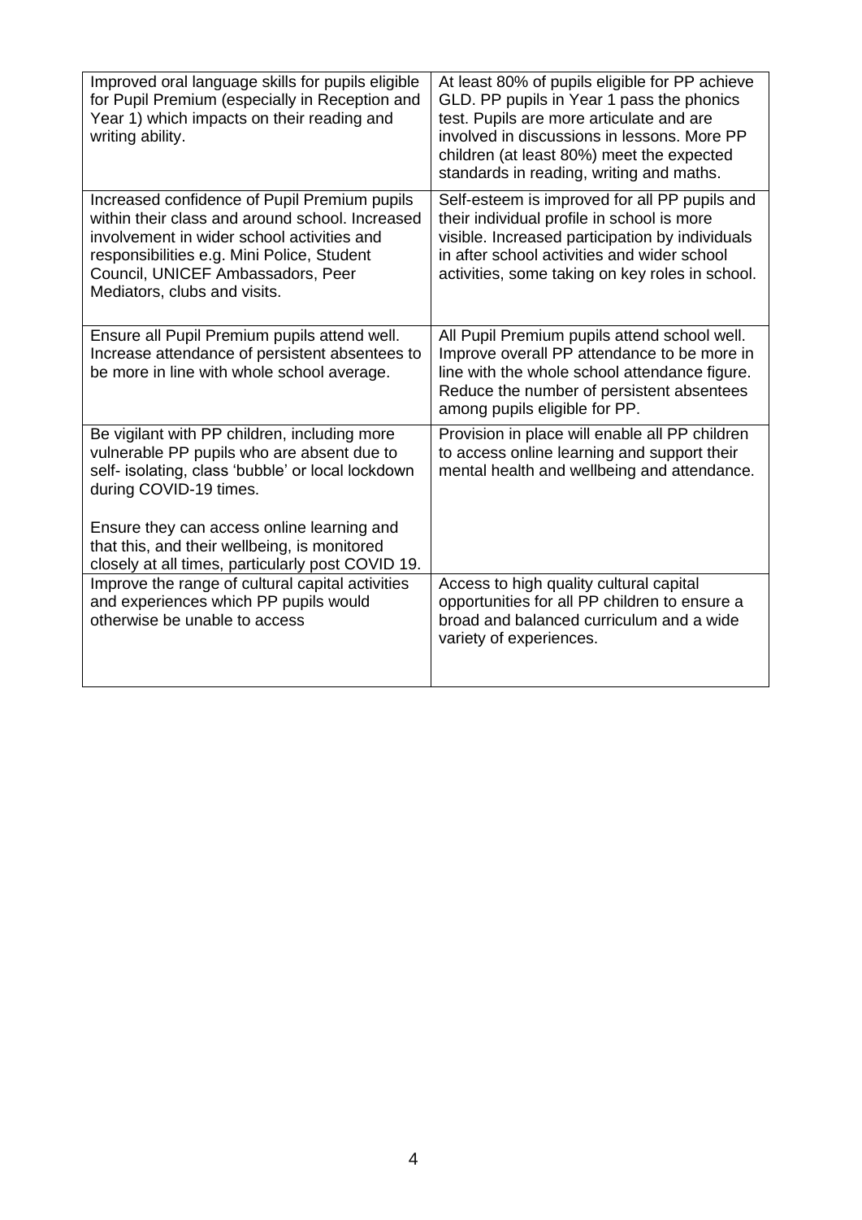| | |
|---|---|
| Improved oral language skills for pupils eligible for Pupil Premium (especially in Reception and Year 1) which impacts on their reading and writing ability. | At least 80% of pupils eligible for PP achieve GLD. PP pupils in Year 1 pass the phonics test. Pupils are more articulate and are involved in discussions in lessons. More PP children (at least 80%) meet the expected standards in reading, writing and maths. |
| Increased confidence of Pupil Premium pupils within their class and around school. Increased involvement in wider school activities and responsibilities e.g. Mini Police, Student Council, UNICEF Ambassadors, Peer Mediators, clubs and visits. | Self-esteem is improved for all PP pupils and their individual profile in school is more visible. Increased participation by individuals in after school activities and wider school activities, some taking on key roles in school. |
| Ensure all Pupil Premium pupils attend well. Increase attendance of persistent absentees to be more in line with whole school average. | All Pupil Premium pupils attend school well. Improve overall PP attendance to be more in line with the whole school attendance figure. Reduce the number of persistent absentees among pupils eligible for PP. |
| Be vigilant with PP children, including more vulnerable PP pupils who are absent due to self- isolating, class 'bubble' or local lockdown during COVID-19 times.<br><br>Ensure they can access online learning and that this, and their wellbeing, is monitored closely at all times, particularly post COVID 19. | Provision in place will enable all PP children to access online learning and support their mental health and wellbeing and attendance. |
| Improve the range of cultural capital activities and experiences which PP pupils would otherwise be unable to access | Access to high quality cultural capital opportunities for all PP children to ensure a broad and balanced curriculum and a wide variety of experiences. |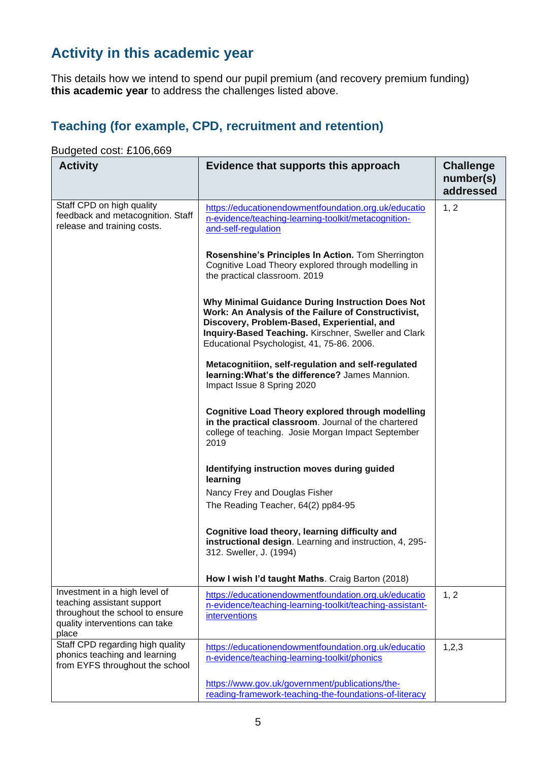## Activity in this academic year

This details how we intend to spend our pupil premium (and recovery premium funding) **this academic year** to address the challenges listed above.

### Teaching (for example, CPD, recruitment and retention)

Budgeted cost: £106,669

| Activity | Evidence that supports this approach | Challenge number(s) addressed |
|---|---|---|
| Staff CPD on high quality feedback and metacognition. Staff release and training costs. | https://educationendowmentfoundation.org.uk/education-evidence/teaching-learning-toolkit/metacognition-and-self-regulation<br><br>**Rosenshine's Principles In Action.** Tom Sherrington Cognitive Load Theory explored through modelling in the practical classroom. 2019<br><br>**Why Minimal Guidance During Instruction Does Not Work: An Analysis of the Failure of Constructivist, Discovery, Problem-Based, Experiential, and Inquiry-Based Teaching.** Kirschner, Sweller and Clark Educational Psychologist, 41, 75-86. 2006.<br><br>**Metacognitiion, self-regulation and self-regulated learning:What's the difference?** James Mannion. Impact Issue 8 Spring 2020<br><br>**Cognitive Load Theory explored through modelling in the practical classroom**. Journal of the chartered college of teaching. Josie Morgan Impact September 2019<br><br>**Identifying instruction moves during guided learning**<br>Nancy Frey and Douglas Fisher<br>The Reading Teacher, 64(2) pp84-95<br><br>**Cognitive load theory, learning difficulty and instructional design**. Learning and instruction, 4, 295-312. Sweller, J. (1994)<br><br>**How I wish I'd taught Maths**. Craig Barton (2018) | 1, 2 |
| Investment in a high level of teaching assistant support throughout the school to ensure quality interventions can take place | https://educationendowmentfoundation.org.uk/education-evidence/teaching-learning-toolkit/teaching-assistant-interventions | 1, 2 |
| Staff CPD regarding high quality phonics teaching and learning from EYFS throughout the school | https://educationendowmentfoundation.org.uk/education-evidence/teaching-learning-toolkit/phonics<br><br>https://www.gov.uk/government/publications/the-reading-framework-teaching-the-foundations-of-literacy | 1,2,3 |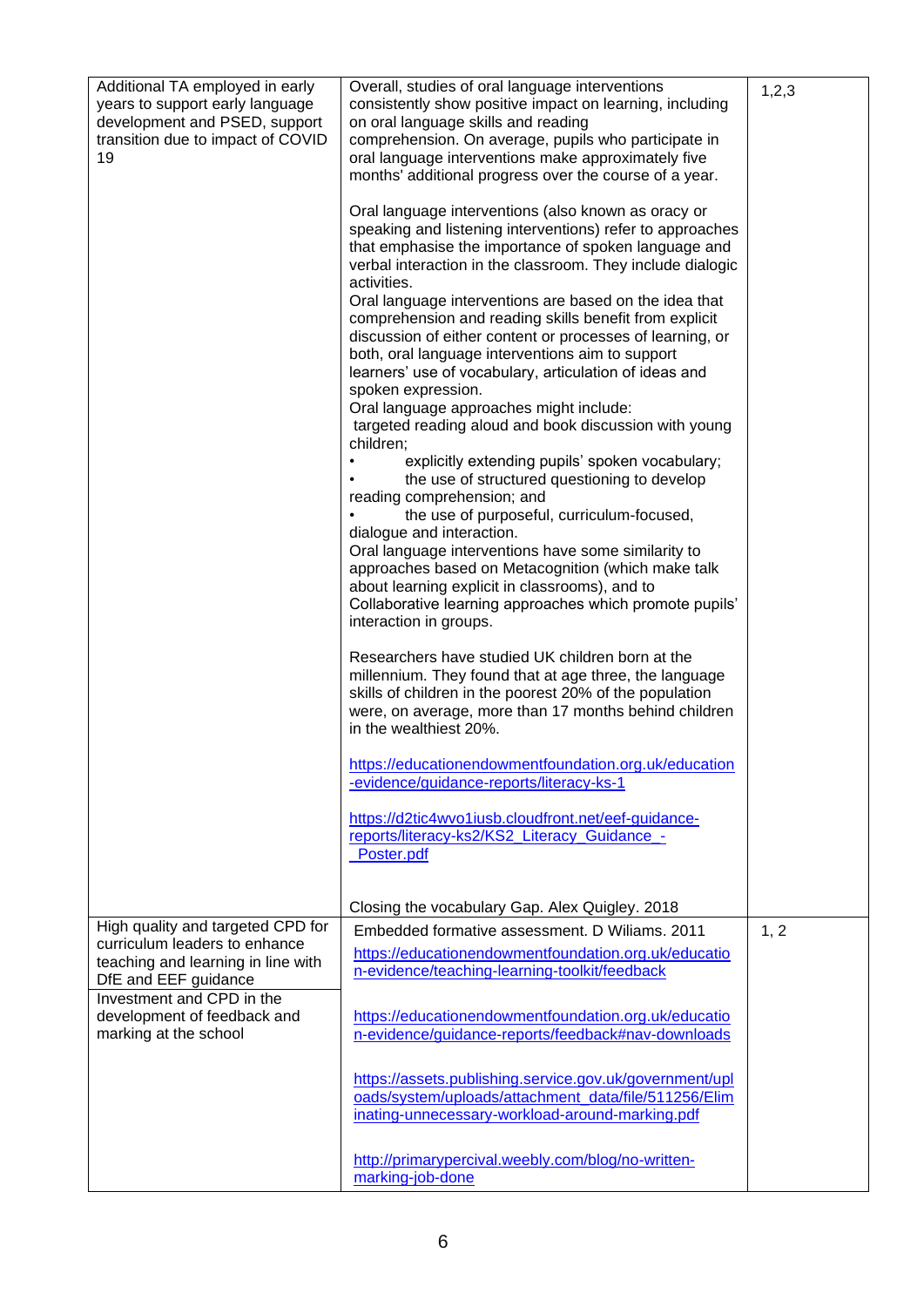| | | |
|---|---|---|
| Additional TA employed in early years to support early language development and PSED, support transition due to impact of COVID 19 | Overall, studies of oral language interventions consistently show positive impact on learning, including on oral language skills and reading comprehension. On average, pupils who participate in oral language interventions make approximately five months' additional progress over the course of a year.<br><br>Oral language interventions (also known as oracy or speaking and listening interventions) refer to approaches that emphasise the importance of spoken language and verbal interaction in the classroom. They include dialogic activities.<br>Oral language interventions are based on the idea that comprehension and reading skills benefit from explicit discussion of either content or processes of learning, or both, oral language interventions aim to support learners' use of vocabulary, articulation of ideas and spoken expression.<br>Oral language approaches might include:<br>targeted reading aloud and book discussion with young children;<br>• explicitly extending pupils' spoken vocabulary;<br>• the use of structured questioning to develop reading comprehension; and<br>• the use of purposeful, curriculum-focused, dialogue and interaction.<br>Oral language interventions have some similarity to approaches based on Metacognition (which make talk about learning explicit in classrooms), and to Collaborative learning approaches which promote pupils' interaction in groups.<br><br>Researchers have studied UK children born at the millennium. They found that at age three, the language skills of children in the poorest 20% of the population were, on average, more than 17 months behind children in the wealthiest 20%.<br><br>https://educationendowmentfoundation.org.uk/education-evidence/guidance-reports/literacy-ks-1<br><br>https://d2tic4wvo1iusb.cloudfront.net/eef-guidance-reports/literacy-ks2/KS2_Literacy_Guidance_-_Poster.pdf<br><br>Closing the vocabulary Gap. Alex Quigley. 2018 | 1,2,3 |
| High quality and targeted CPD for curriculum leaders to enhance teaching and learning in line with DfE and EEF guidance<br>Investment and CPD in the development of feedback and marking at the school | Embedded formative assessment. D Wiliams. 2011<br>https://educationendowmentfoundation.org.uk/education-evidence/teaching-learning-toolkit/feedback<br><br>https://educationendowmentfoundation.org.uk/education-evidence/guidance-reports/feedback#nav-downloads<br><br>https://assets.publishing.service.gov.uk/government/uploads/system/uploads/attachment_data/file/511256/Eliminating-unnecessary-workload-around-marking.pdf<br><br>http://primarypercival.weebly.com/blog/no-written-marking-job-done | 1, 2 |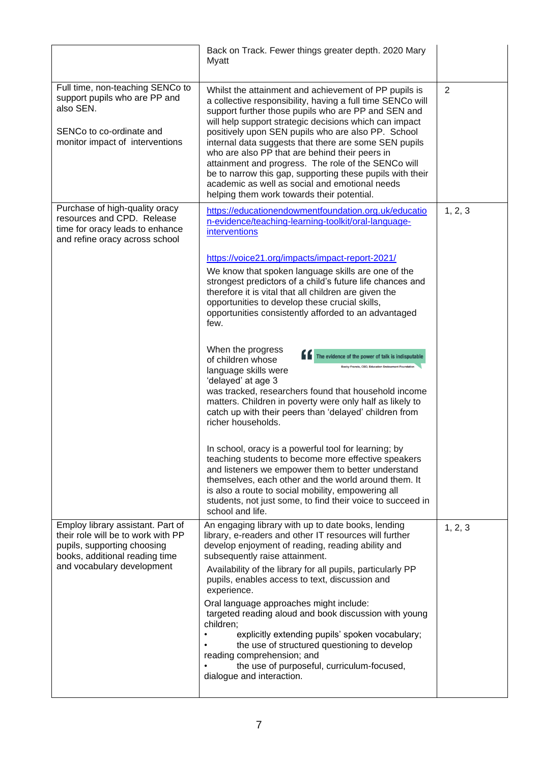| | | |
|---|---|---|
| | Back on Track. Fewer things greater depth. 2020 Mary Myatt | |
| Full time, non-teaching SENCo to support pupils who are PP and also SEN.<br><br>SENCo to co-ordinate and monitor impact of interventions | Whilst the attainment and achievement of PP pupils is a collective responsibility, having a full time SENCo will support further those pupils who are PP and SEN and will help support strategic decisions which can impact positively upon SEN pupils who are also PP. School internal data suggests that there are some SEN pupils who are also PP that are behind their peers in attainment and progress. The role of the SENCo will be to narrow this gap, supporting these pupils with their academic as well as social and emotional needs helping them work towards their potential. | 2 |
| Purchase of high-quality oracy resources and CPD. Release time for oracy leads to enhance and refine oracy across school | https://educationendowmentfoundation.org.uk/education-evidence/teaching-learning-toolkit/oral-language-interventions<br><br>https://voice21.org/impacts/impact-report-2021/<br>We know that spoken language skills are one of the strongest predictors of a child's future life chances and therefore it is vital that all children are given the opportunities to develop these crucial skills, opportunities consistently afforded to an advantaged few.<br><br>"The evidence of the power of talk is indisputable" – Becky Francis, CEO, Education Endowment Foundation<br><br>When the progress of children whose language skills were 'delayed' at age 3 was tracked, researchers found that household income matters. Children in poverty were only half as likely to catch up with their peers than 'delayed' children from richer households.<br><br>In school, oracy is a powerful tool for learning; by teaching students to become more effective speakers and listeners we empower them to better understand themselves, each other and the world around them. It is also a route to social mobility, empowering all students, not just some, to find their voice to succeed in school and life. | 1, 2, 3 |
| Employ library assistant. Part of their role will be to work with PP pupils, supporting choosing books, additional reading time and vocabulary development | An engaging library with up to date books, lending library, e-readers and other IT resources will further develop enjoyment of reading, reading ability and subsequently raise attainment.<br>Availability of the library for all pupils, particularly PP pupils, enables access to text, discussion and experience.<br>Oral language approaches might include:<br>targeted reading aloud and book discussion with young children;<br>• explicitly extending pupils' spoken vocabulary;<br>• the use of structured questioning to develop reading comprehension; and<br>• the use of purposeful, curriculum-focused, dialogue and interaction. | 1, 2, 3 |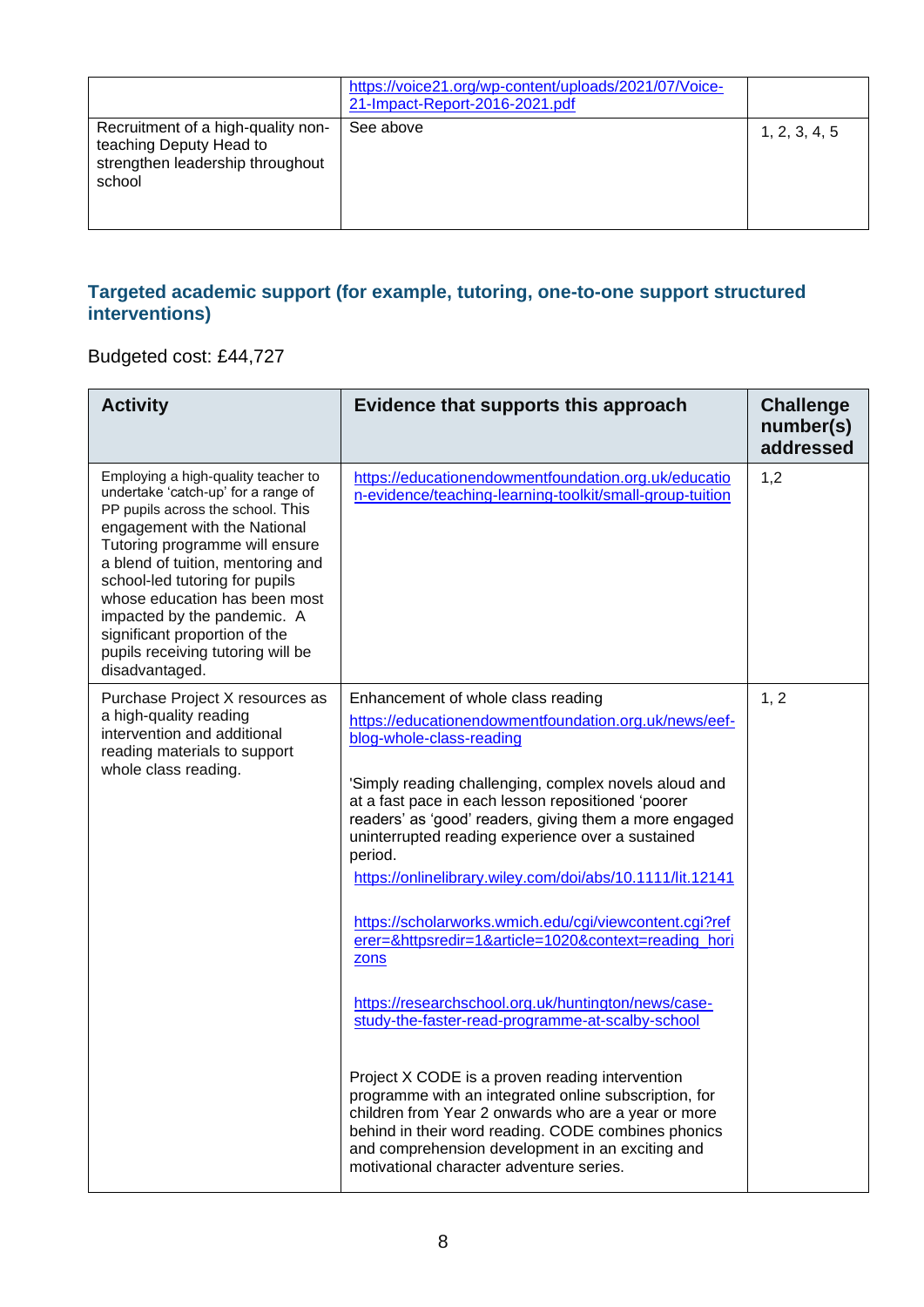| | | |
|---|---|---|
| | https://voice21.org/wp-content/uploads/2021/07/Voice-21-Impact-Report-2016-2021.pdf | |
| Recruitment of a high-quality non-teaching Deputy Head to strengthen leadership throughout school | See above | 1, 2, 3, 4, 5 |

### Targeted academic support (for example, tutoring, one-to-one support structured interventions)

Budgeted cost: £44,727

| Activity | Evidence that supports this approach | Challenge number(s) addressed |
|---|---|---|
| Employing a high-quality teacher to undertake 'catch-up' for a range of PP pupils across the school. This engagement with the National Tutoring programme will ensure a blend of tuition, mentoring and school-led tutoring for pupils whose education has been most impacted by the pandemic. A significant proportion of the pupils receiving tutoring will be disadvantaged. | https://educationendowmentfoundation.org.uk/education-evidence/teaching-learning-toolkit/small-group-tuition | 1,2 |
| Purchase Project X resources as a high-quality reading intervention and additional reading materials to support whole class reading. | Enhancement of whole class reading<br>https://educationendowmentfoundation.org.uk/news/eef-blog-whole-class-reading<br><br>'Simply reading challenging, complex novels aloud and at a fast pace in each lesson repositioned 'poorer readers' as 'good' readers, giving them a more engaged uninterrupted reading experience over a sustained period.<br>https://onlinelibrary.wiley.com/doi/abs/10.1111/lit.12141<br><br>https://scholarworks.wmich.edu/cgi/viewcontent.cgi?referer=&httpsredir=1&article=1020&context=reading_horizons<br><br>https://researchschool.org.uk/huntington/news/case-study-the-faster-read-programme-at-scalby-school<br><br>Project X CODE is a proven reading intervention programme with an integrated online subscription, for children from Year 2 onwards who are a year or more behind in their word reading. CODE combines phonics and comprehension development in an exciting and motivational character adventure series. | 1, 2 |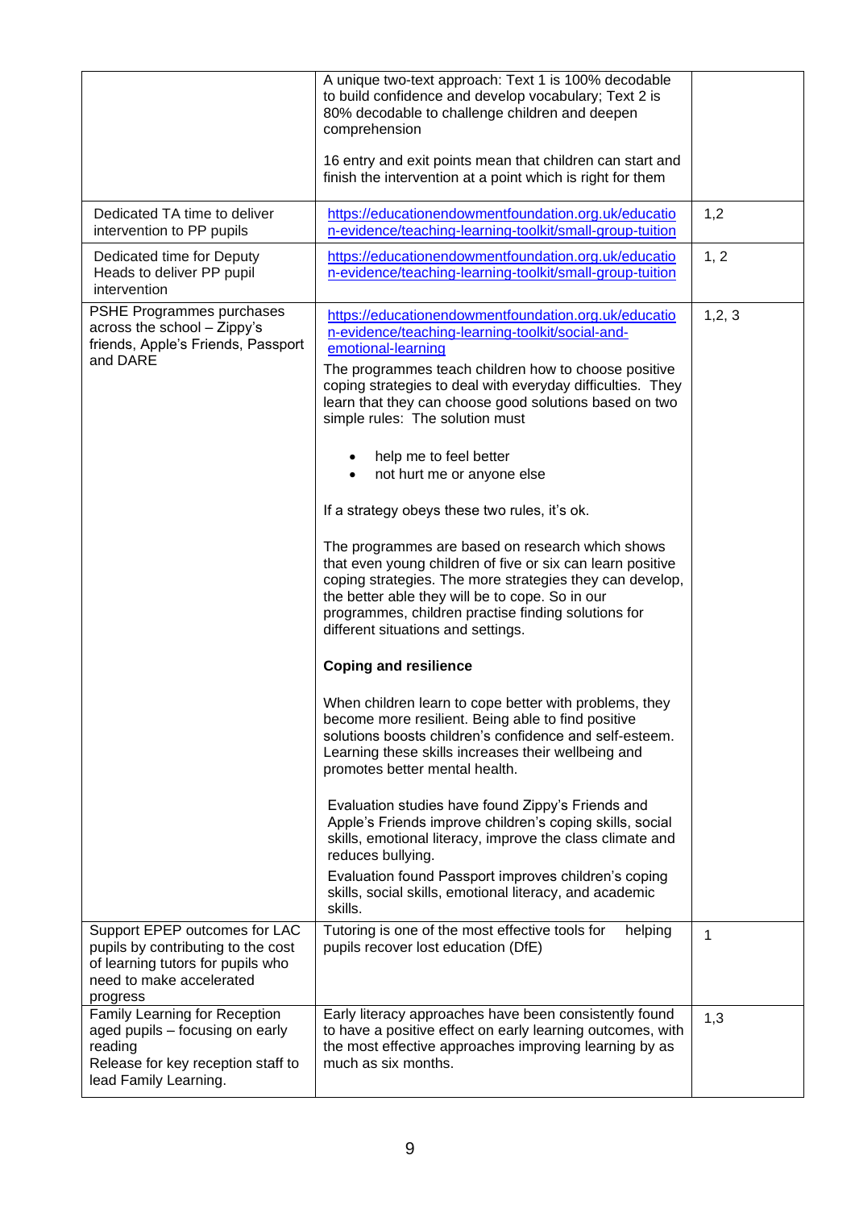| | | |
|---|---|---|
| | A unique two-text approach: Text 1 is 100% decodable to build confidence and develop vocabulary; Text 2 is 80% decodable to challenge children and deepen comprehension<br><br>16 entry and exit points mean that children can start and finish the intervention at a point which is right for them | |
| Dedicated TA time to deliver intervention to PP pupils | https://educationendowmentfoundation.org.uk/education-evidence/teaching-learning-toolkit/small-group-tuition | 1,2 |
| Dedicated time for Deputy Heads to deliver PP pupil intervention | https://educationendowmentfoundation.org.uk/education-evidence/teaching-learning-toolkit/small-group-tuition | 1, 2 |
| PSHE Programmes purchases across the school – Zippy's friends, Apple's Friends, Passport and DARE | https://educationendowmentfoundation.org.uk/education-evidence/teaching-learning-toolkit/social-and-emotional-learning<br><br>The programmes teach children how to choose positive coping strategies to deal with everyday difficulties. They learn that they can choose good solutions based on two simple rules: The solution must<br><br>• help me to feel better<br>• not hurt me or anyone else<br><br>If a strategy obeys these two rules, it's ok.<br><br>The programmes are based on research which shows that even young children of five or six can learn positive coping strategies. The more strategies they can develop, the better able they will be to cope. So in our programmes, children practise finding solutions for different situations and settings.<br><br>**Coping and resilience**<br><br>When children learn to cope better with problems, they become more resilient. Being able to find positive solutions boosts children's confidence and self-esteem. Learning these skills increases their wellbeing and promotes better mental health.<br><br>Evaluation studies have found Zippy's Friends and Apple's Friends improve children's coping skills, social skills, emotional literacy, improve the class climate and reduces bullying.<br><br>Evaluation found Passport improves children's coping skills, social skills, emotional literacy, and academic skills. | 1,2, 3 |
| Support EPEP outcomes for LAC pupils by contributing to the cost of learning tutors for pupils who need to make accelerated progress | Tutoring is one of the most effective tools for helping pupils recover lost education (DfE) | 1 |
| Family Learning for Reception aged pupils – focusing on early reading<br>Release for key reception staff to lead Family Learning. | Early literacy approaches have been consistently found to have a positive effect on early learning outcomes, with the most effective approaches improving learning by as much as six months. | 1,3 |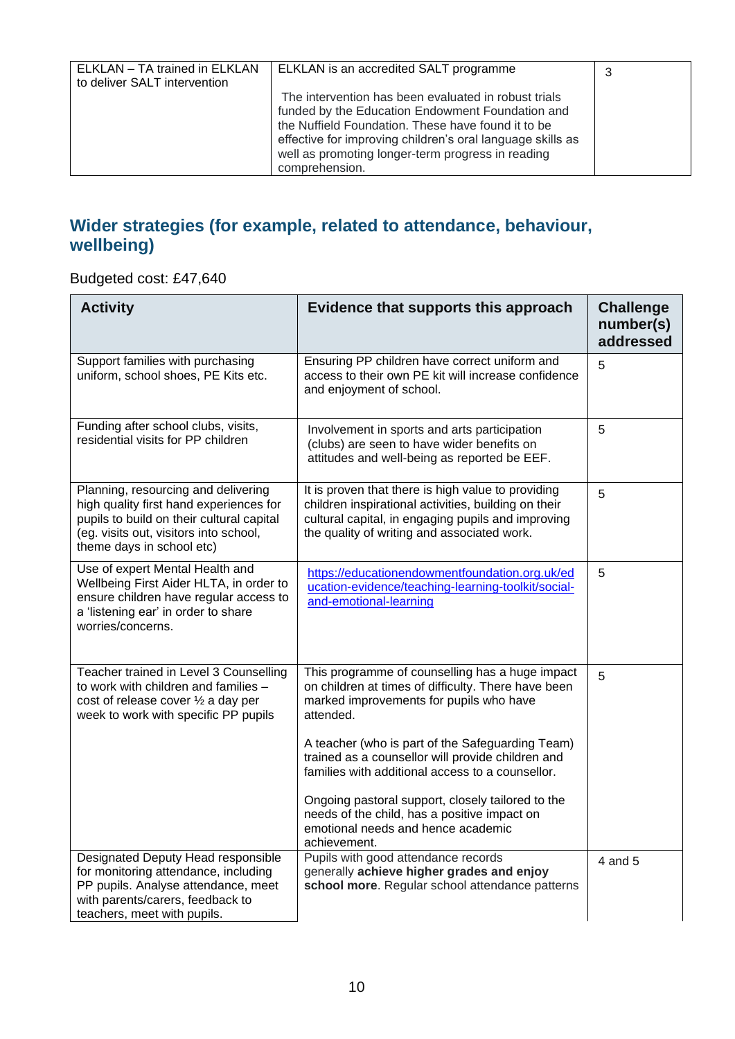| ELKLAN – TA trained in ELKLAN to deliver SALT intervention | ELKLAN is an accredited SALT programme<br><br>The intervention has been evaluated in robust trials funded by the Education Endowment Foundation and the Nuffield Foundation. These have found it to be effective for improving children's oral language skills as well as promoting longer-term progress in reading comprehension. | 3 |
|---|---|---|

## Wider strategies (for example, related to attendance, behaviour, wellbeing)

Budgeted cost: £47,640

| Activity | Evidence that supports this approach | Challenge number(s) addressed |
|---|---|---|
| Support families with purchasing uniform, school shoes, PE Kits etc. | Ensuring PP children have correct uniform and access to their own PE kit will increase confidence and enjoyment of school. | 5 |
| Funding after school clubs, visits, residential visits for PP children | Involvement in sports and arts participation (clubs) are seen to have wider benefits on attitudes and well-being as reported be EEF. | 5 |
| Planning, resourcing and delivering high quality first hand experiences for pupils to build on their cultural capital (eg. visits out, visitors into school, theme days in school etc) | It is proven that there is high value to providing children inspirational activities, building on their cultural capital, in engaging pupils and improving the quality of writing and associated work. | 5 |
| Use of expert Mental Health and Wellbeing First Aider HLTA, in order to ensure children have regular access to a 'listening ear' in order to share worries/concerns. | https://educationendowmentfoundation.org.uk/education-evidence/teaching-learning-toolkit/social-and-emotional-learning | 5 |
| Teacher trained in Level 3 Counselling to work with children and families – cost of release cover ½ a day per week to work with specific PP pupils | This programme of counselling has a huge impact on children at times of difficulty. There have been marked improvements for pupils who have attended.<br><br>A teacher (who is part of the Safeguarding Team) trained as a counsellor will provide children and families with additional access to a counsellor.<br><br>Ongoing pastoral support, closely tailored to the needs of the child, has a positive impact on emotional needs and hence academic achievement. | 5 |
| Designated Deputy Head responsible for monitoring attendance, including PP pupils. Analyse attendance, meet with parents/carers, feedback to teachers, meet with pupils. | Pupils with good attendance records generally **achieve higher grades and enjoy school more**. Regular school attendance patterns | 4 and 5 |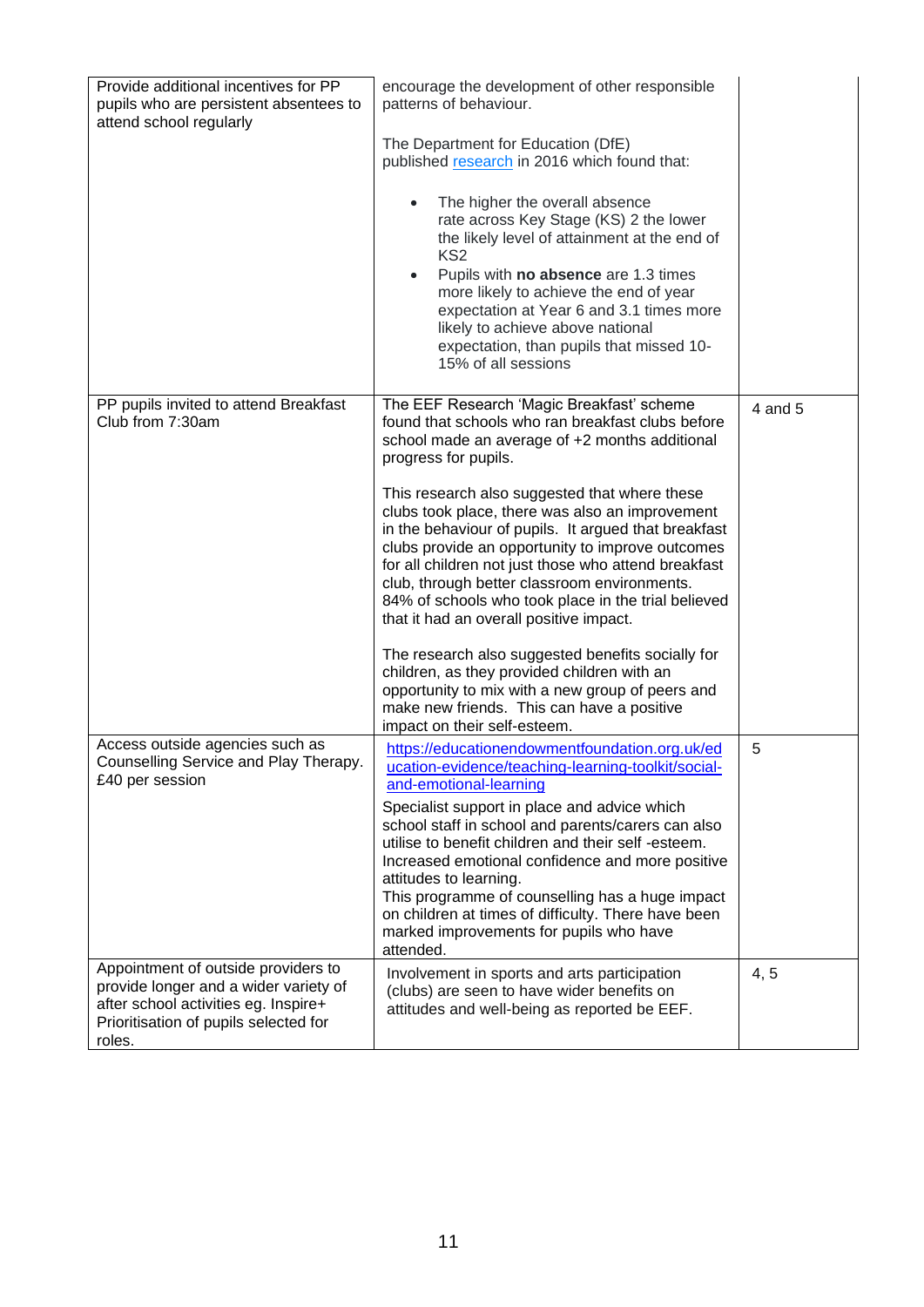| | | |
|---|---|---|
| Provide additional incentives for PP pupils who are persistent absentees to attend school regularly | encourage the development of other responsible patterns of behaviour.<br><br>The Department for Education (DfE) published [research](research) in 2016 which found that:<br><br>• The higher the overall absence rate across Key Stage (KS) 2 the lower the likely level of attainment at the end of KS2<br>• Pupils with **no absence** are 1.3 times more likely to achieve the end of year expectation at Year 6 and 3.1 times more likely to achieve above national expectation, than pupils that missed 10-15% of all sessions | |
| PP pupils invited to attend Breakfast Club from 7:30am | The EEF Research 'Magic Breakfast' scheme found that schools who ran breakfast clubs before school made an average of +2 months additional progress for pupils.<br><br>This research also suggested that where these clubs took place, there was also an improvement in the behaviour of pupils. It argued that breakfast clubs provide an opportunity to improve outcomes for all children not just those who attend breakfast club, through better classroom environments. 84% of schools who took place in the trial believed that it had an overall positive impact.<br><br>The research also suggested benefits socially for children, as they provided children with an opportunity to mix with a new group of peers and make new friends. This can have a positive impact on their self-esteem. | 4 and 5 |
| Access outside agencies such as Counselling Service and Play Therapy. £40 per session | https://educationendowmentfoundation.org.uk/education-evidence/teaching-learning-toolkit/social-and-emotional-learning<br>Specialist support in place and advice which school staff in school and parents/carers can also utilise to benefit children and their self -esteem. Increased emotional confidence and more positive attitudes to learning.<br>This programme of counselling has a huge impact on children at times of difficulty. There have been marked improvements for pupils who have attended. | 5 |
| Appointment of outside providers to provide longer and a wider variety of after school activities eg. Inspire+ Prioritisation of pupils selected for roles. | Involvement in sports and arts participation (clubs) are seen to have wider benefits on attitudes and well-being as reported be EEF. | 4, 5 |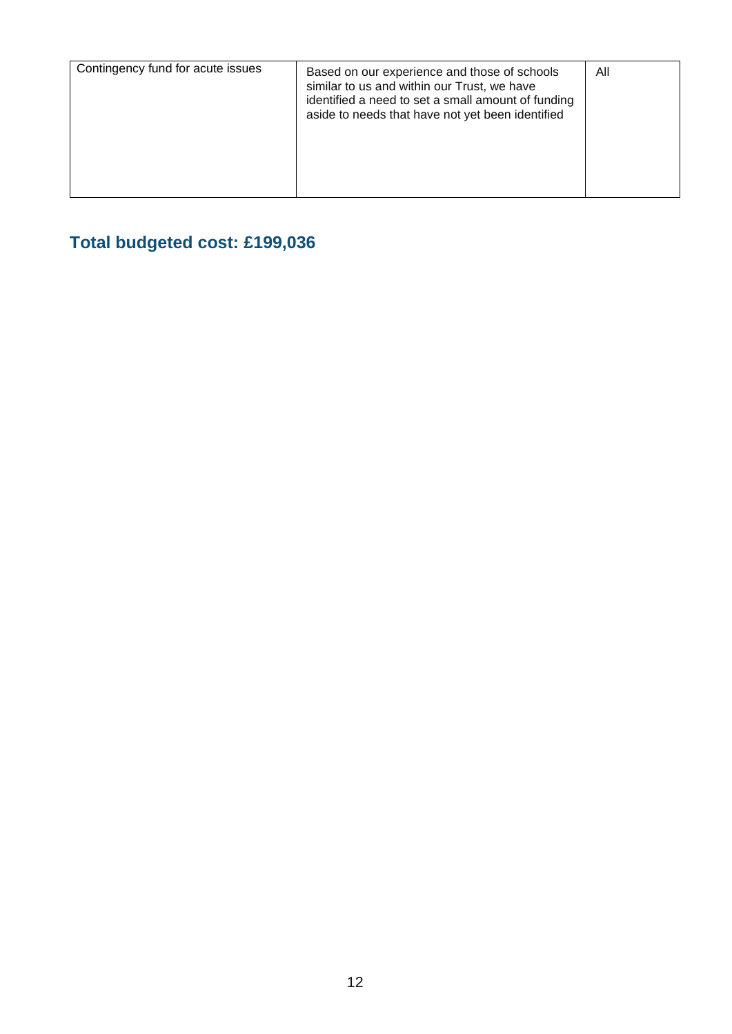| | | |
|---|---|---|
| Contingency fund for acute issues | Based on our experience and those of schools similar to us and within our Trust, we have identified a need to set a small amount of funding aside to needs that have not yet been identified | All |

## Total budgeted cost: £199,036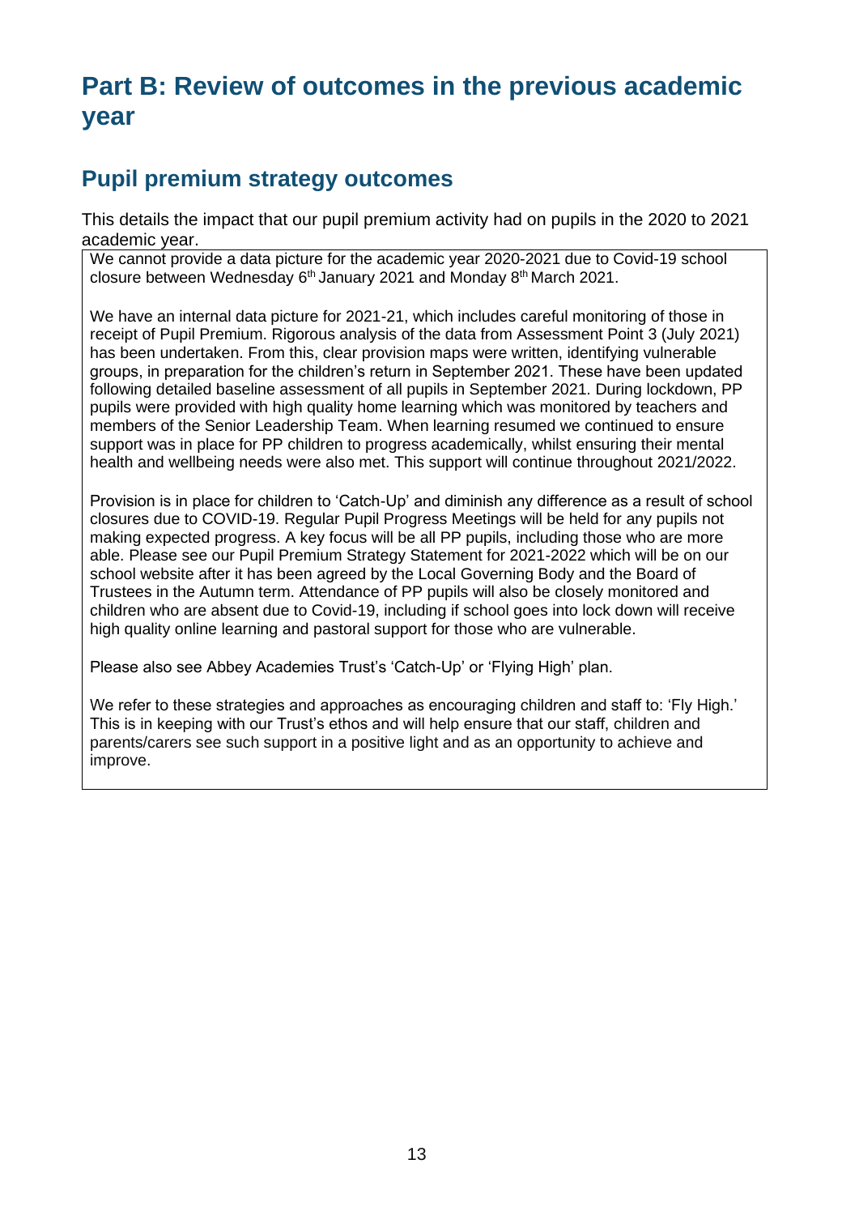# Part B: Review of outcomes in the previous academic year

## Pupil premium strategy outcomes

This details the impact that our pupil premium activity had on pupils in the 2020 to 2021 academic year.

We cannot provide a data picture for the academic year 2020-2021 due to Covid-19 school closure between Wednesday 6th January 2021 and Monday 8th March 2021.

We have an internal data picture for 2021-21, which includes careful monitoring of those in receipt of Pupil Premium. Rigorous analysis of the data from Assessment Point 3 (July 2021) has been undertaken. From this, clear provision maps were written, identifying vulnerable groups, in preparation for the children's return in September 2021. These have been updated following detailed baseline assessment of all pupils in September 2021. During lockdown, PP pupils were provided with high quality home learning which was monitored by teachers and members of the Senior Leadership Team. When learning resumed we continued to ensure support was in place for PP children to progress academically, whilst ensuring their mental health and wellbeing needs were also met. This support will continue throughout 2021/2022.

Provision is in place for children to 'Catch-Up' and diminish any difference as a result of school closures due to COVID-19. Regular Pupil Progress Meetings will be held for any pupils not making expected progress. A key focus will be all PP pupils, including those who are more able. Please see our Pupil Premium Strategy Statement for 2021-2022 which will be on our school website after it has been agreed by the Local Governing Body and the Board of Trustees in the Autumn term. Attendance of PP pupils will also be closely monitored and children who are absent due to Covid-19, including if school goes into lock down will receive high quality online learning and pastoral support for those who are vulnerable.

Please also see Abbey Academies Trust's 'Catch-Up' or 'Flying High' plan.

We refer to these strategies and approaches as encouraging children and staff to: 'Fly High.' This is in keeping with our Trust's ethos and will help ensure that our staff, children and parents/carers see such support in a positive light and as an opportunity to achieve and improve.